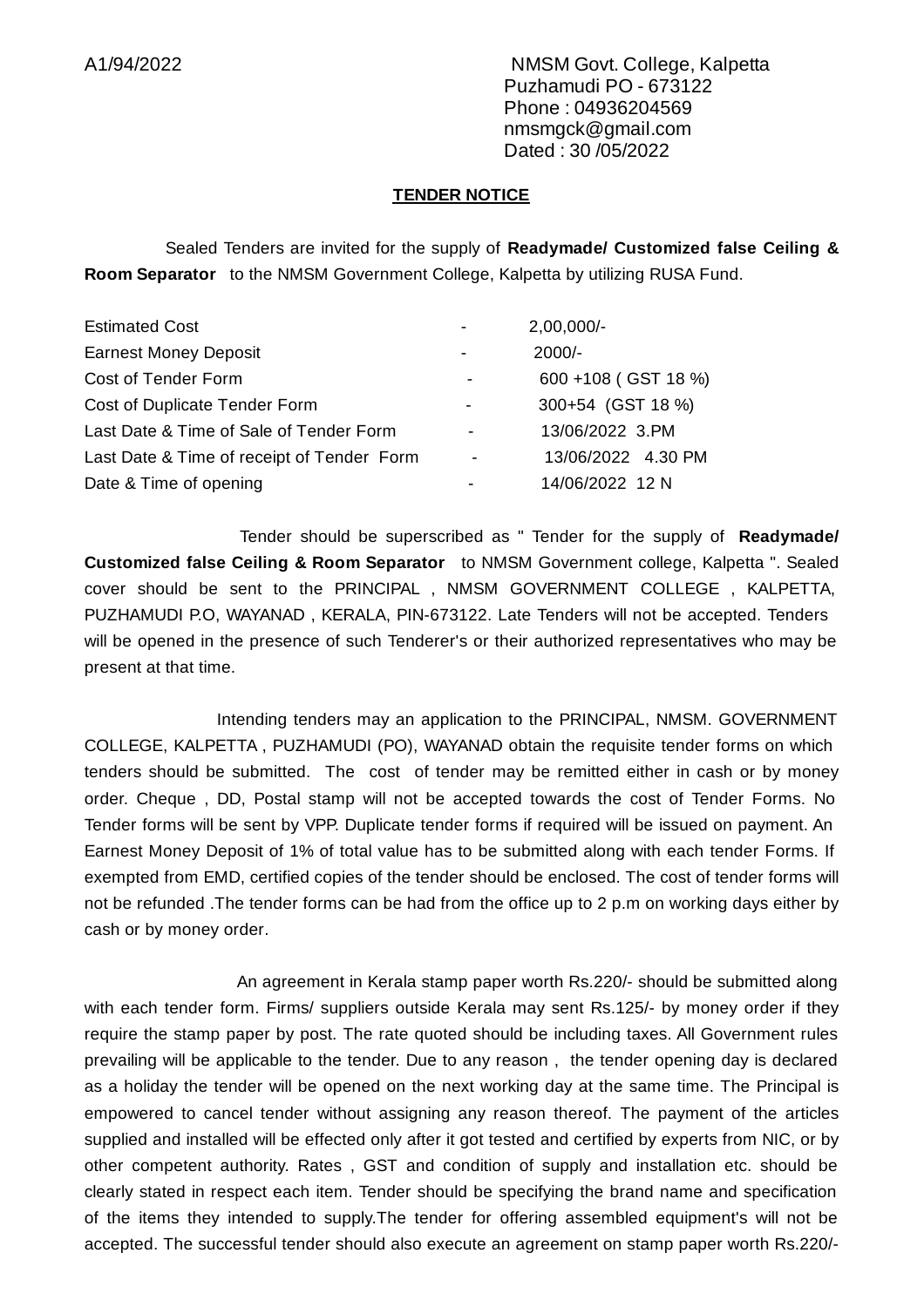A1/94/2022

NMSM Govt. College, Kalpetta
Puzhamudi PO - 673122
Phone : 04936204569
nmsmgck@gmail.com
Dated : 30 /05/2022

## TENDER NOTICE

Sealed Tenders are invited for the supply of **Readymade/ Customized false Ceiling & Room Separator** to the NMSM Government College, Kalpetta by utilizing RUSA Fund.

| | | |
|---|---|---|
| Estimated Cost | - | 2,00,000/- |
| Earnest Money Deposit | - | 2000/- |
| Cost of Tender Form | - | 600 +108 ( GST 18 %) |
| Cost of Duplicate Tender Form | - | 300+54 (GST 18 %) |
| Last Date & Time of Sale of Tender Form | - | 13/06/2022 3.PM |
| Last Date & Time of receipt of Tender Form | - | 13/06/2022 4.30 PM |
| Date & Time of opening | - | 14/06/2022 12 N |

Tender should be superscribed as " Tender for the supply of **Readymade/ Customized false Ceiling & Room Separator** to NMSM Government college, Kalpetta ". Sealed cover should be sent to the PRINCIPAL , NMSM GOVERNMENT COLLEGE , KALPETTA, PUZHAMUDI P.O, WAYANAD , KERALA, PIN-673122. Late Tenders will not be accepted. Tenders will be opened in the presence of such Tenderer's or their authorized representatives who may be present at that time.

Intending tenders may an application to the PRINCIPAL, NMSM. GOVERNMENT COLLEGE, KALPETTA , PUZHAMUDI (PO), WAYANAD obtain the requisite tender forms on which tenders should be submitted. The cost of tender may be remitted either in cash or by money order. Cheque , DD, Postal stamp will not be accepted towards the cost of Tender Forms. No Tender forms will be sent by VPP. Duplicate tender forms if required will be issued on payment. An Earnest Money Deposit of 1% of total value has to be submitted along with each tender Forms. If exempted from EMD, certified copies of the tender should be enclosed. The cost of tender forms will not be refunded .The tender forms can be had from the office up to 2 p.m on working days either by cash or by money order.

An agreement in Kerala stamp paper worth Rs.220/- should be submitted along with each tender form. Firms/ suppliers outside Kerala may sent Rs.125/- by money order if they require the stamp paper by post. The rate quoted should be including taxes. All Government rules prevailing will be applicable to the tender. Due to any reason , the tender opening day is declared as a holiday the tender will be opened on the next working day at the same time. The Principal is empowered to cancel tender without assigning any reason thereof. The payment of the articles supplied and installed will be effected only after it got tested and certified by experts from NIC, or by other competent authority. Rates , GST and condition of supply and installation etc. should be clearly stated in respect each item. Tender should be specifying the brand name and specification of the items they intended to supply.The tender for offering assembled equipment's will not be accepted. The successful tender should also execute an agreement on stamp paper worth Rs.220/-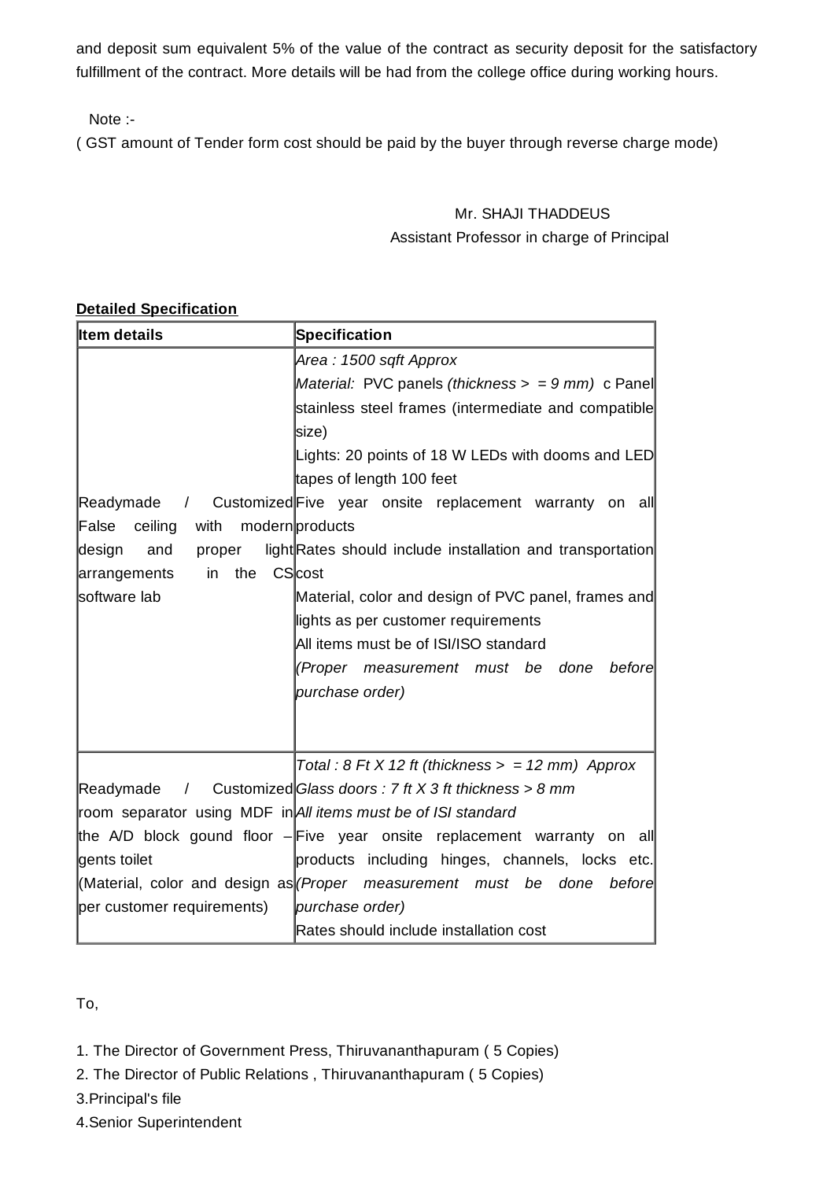and deposit sum equivalent 5% of the value of the contract as security deposit for the satisfactory fulfillment of the contract. More details will be had from the college office during working hours.

Note :-

( GST amount of Tender form cost should be paid by the buyer through reverse charge mode)

Mr. SHAJI THADDEUS

Assistant Professor in charge of Principal

**Detailed Specification**

| **Item details** | **Specification** |
|---|---|
| Readymade / Customized False ceiling with modern design and proper light arrangements in the CS software lab | *Area : 1500 sqft Approx*<br>*Material:* PVC panels *(thickness > = 9 mm)* c Panel stainless steel frames (intermediate and compatible size)<br>Lights: 20 points of 18 W LEDs with dooms and LED tapes of length 100 feet<br>Five year onsite replacement warranty on all products<br>Rates should include installation and transportation cost<br>Material, color and design of PVC panel, frames and lights as per customer requirements<br>All items must be of ISI/ISO standard<br>*(Proper measurement must be done before purchase order)* |
| Readymade / Customized room separator using MDF in the A/D block gound floor – gents toilet (Material, color and design as per customer requirements) | *Total : 8 Ft X 12 ft (thickness > = 12 mm) Approx*<br>*Glass doors : 7 ft X 3 ft thickness > 8 mm*<br>*All items must be of ISI standard*<br>Five year onsite replacement warranty on all products including hinges, channels, locks etc.<br>*(Proper measurement must be done before purchase order)*<br>Rates should include installation cost |

To,

1. The Director of Government Press, Thiruvananthapuram ( 5 Copies)
2. The Director of Public Relations , Thiruvananthapuram ( 5 Copies)
3. Principal's file
4. Senior Superintendent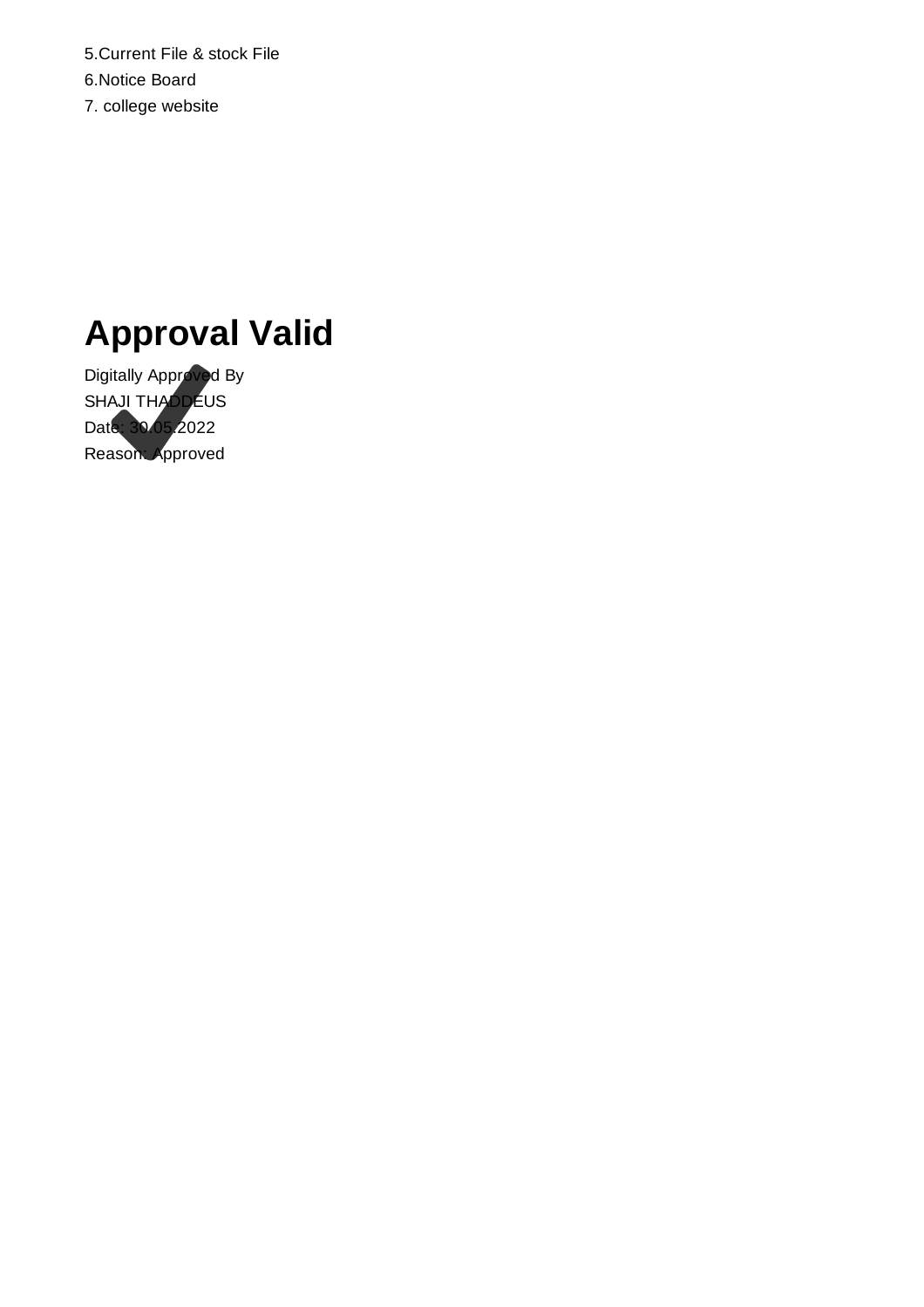5.Current File & stock File
6.Notice Board
7. college website

# Approval Valid

Digitally Approved By
SHAJI THADDEUS
Date: 30.05.2022
Reason: Approved